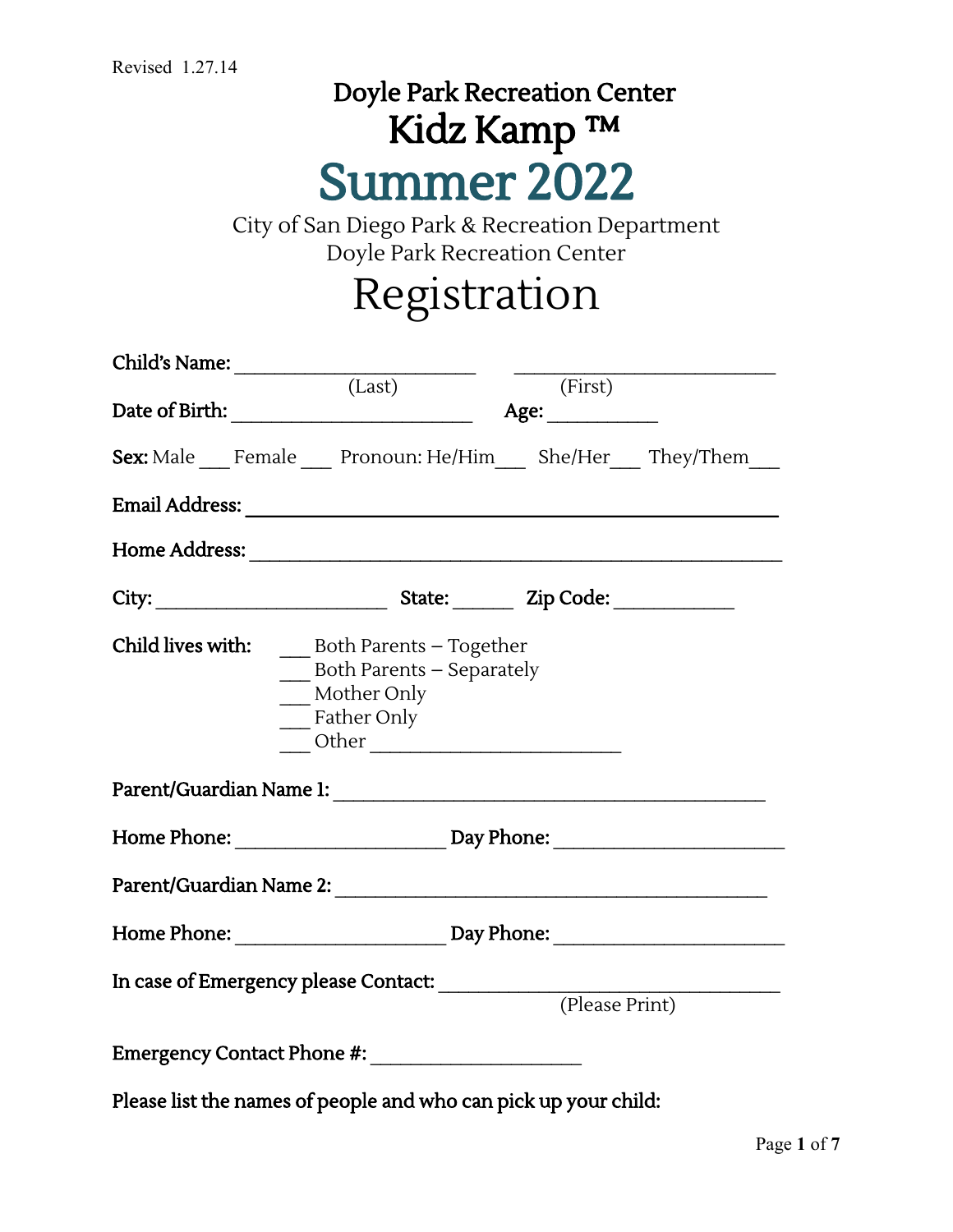Revised 1.27.14

# Doyle Park Recreation Center
# Kidz Kamp ™
# Summer 2022

City of San Diego Park & Recreation Department
Doyle Park Recreation Center

# Registration

**Child's Name:** ________________________ ________________________
(Last) (First)

**Date of Birth:** ________________________ **Age:** __________

**Sex:** Male ___ Female ___ Pronoun: He/Him___ She/Her___ They/Them___

**Email Address:** ________________________________________________

**Home Address:** ________________________________________________

**City:** ________________________ **State:** ______ **Zip Code:** ___________

**Child lives with:**
___ Both Parents – Together
___ Both Parents – Separately
___ Mother Only
___ Father Only
___ Other ________________________

**Parent/Guardian Name 1:** ________________________________________

**Home Phone:** ____________________ **Day Phone:** ____________________

**Parent/Guardian Name 2:** ________________________________________

**Home Phone:** ____________________ **Day Phone:** ____________________

**In case of Emergency please Contact:** ________________________________
(Please Print)

**Emergency Contact Phone #:** ____________________

**Please list the names of people and who can pick up your child:**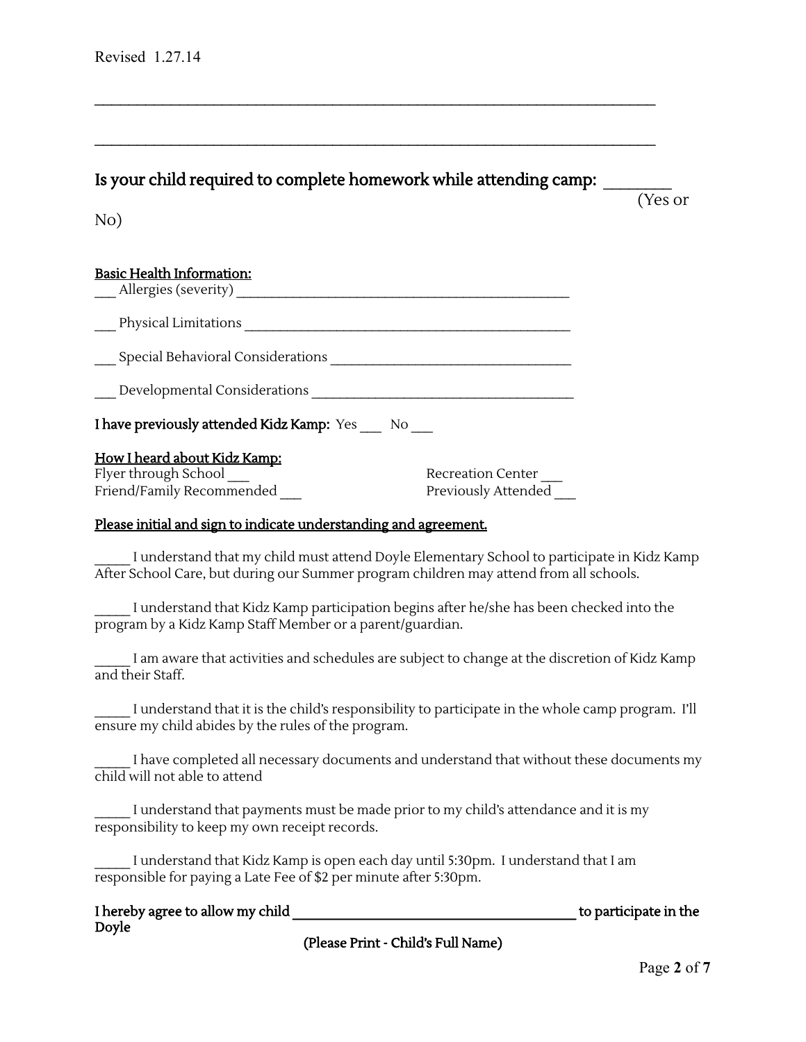Revised 1.27.14

________________________________________________________________________________

________________________________________________________________________________

**Is your child required to complete homework while attending camp:** ________ (Yes or No)

**Basic Health Information:**

___ Allergies (severity) ________________________________________________

___ Physical Limitations ________________________________________________

___ Special Behavioral Considerations ___________________________________

___ Developmental Considerations ______________________________________

**I have previously attended Kidz Kamp:** Yes ___ No ___

**How I heard about Kidz Kamp:**

Flyer through School ___
Friend/Family Recommended ___
Recreation Center ___
Previously Attended ___

**Please initial and sign to indicate understanding and agreement.**

_____ I understand that my child must attend Doyle Elementary School to participate in Kidz Kamp After School Care, but during our Summer program children may attend from all schools.

_____ I understand that Kidz Kamp participation begins after he/she has been checked into the program by a Kidz Kamp Staff Member or a parent/guardian.

_____ I am aware that activities and schedules are subject to change at the discretion of Kidz Kamp and their Staff.

_____ I understand that it is the child's responsibility to participate in the whole camp program. I'll ensure my child abides by the rules of the program.

_____ I have completed all necessary documents and understand that without these documents my child will not able to attend

_____ I understand that payments must be made prior to my child's attendance and it is my responsibility to keep my own receipt records.

_____ I understand that Kidz Kamp is open each day until 5:30pm. I understand that I am responsible for paying a Late Fee of $2 per minute after 5:30pm.

**I hereby agree to allow my child ________________________________________ to participate in the Doyle**

**(Please Print - Child's Full Name)**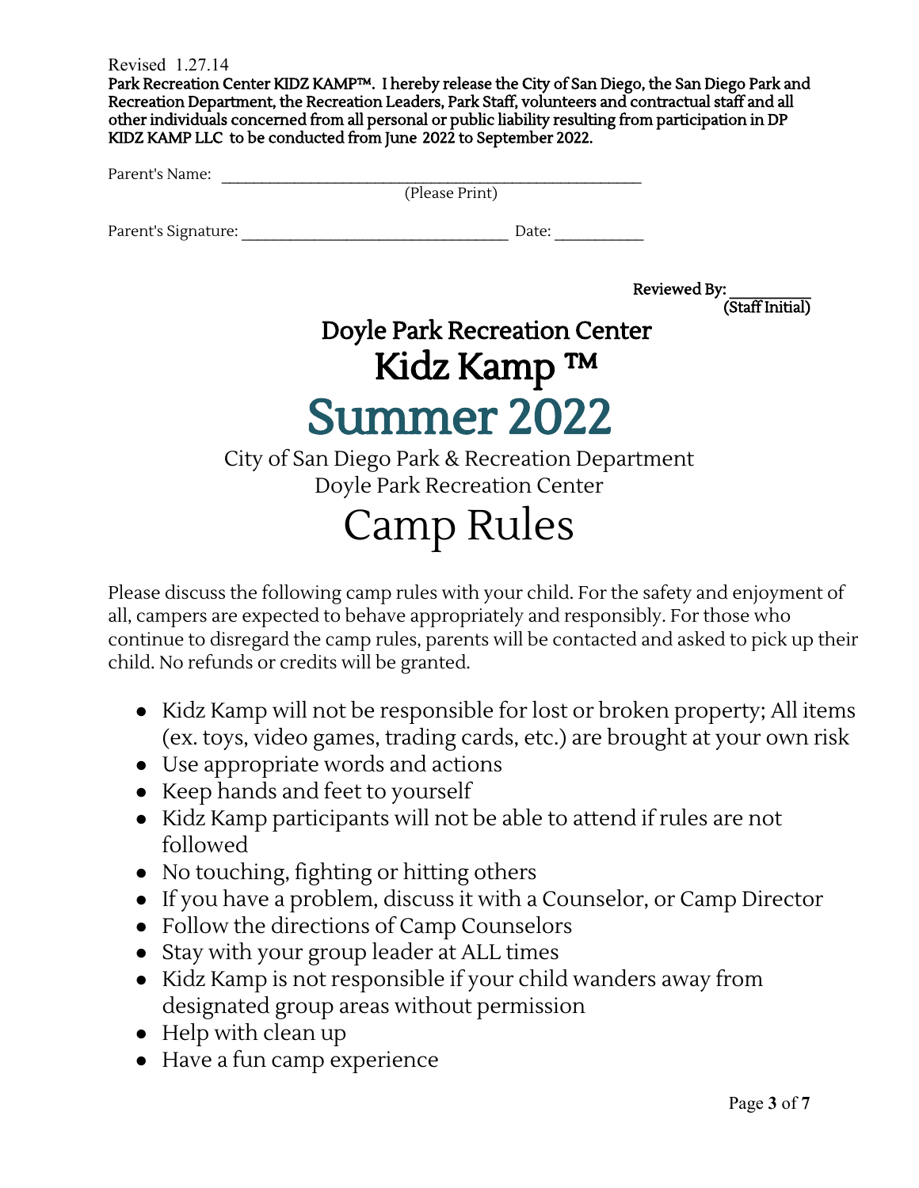Revised 1.27.14

**Park Recreation Center KIDZ KAMP™. I hereby release the City of San Diego, the San Diego Park and Recreation Department, the Recreation Leaders, Park Staff, volunteers and contractual staff and all other individuals concerned from all personal or public liability resulting from participation in DP KIDZ KAMP LLC to be conducted from June 2022 to September 2022.**

Parent's Name: ______________________________________________
(Please Print)

Parent's Signature: ____________________________ Date: _________

**Reviewed By: ________**
**(Staff Initial)**

# Doyle Park Recreation Center

# Kidz Kamp ™

# Summer 2022

City of San Diego Park & Recreation Department
Doyle Park Recreation Center

# Camp Rules

Please discuss the following camp rules with your child. For the safety and enjoyment of all, campers are expected to behave appropriately and responsibly. For those who continue to disregard the camp rules, parents will be contacted and asked to pick up their child. No refunds or credits will be granted.

- Kidz Kamp will not be responsible for lost or broken property; All items (ex. toys, video games, trading cards, etc.) are brought at your own risk
- Use appropriate words and actions
- Keep hands and feet to yourself
- Kidz Kamp participants will not be able to attend if rules are not followed
- No touching, fighting or hitting others
- If you have a problem, discuss it with a Counselor, or Camp Director
- Follow the directions of Camp Counselors
- Stay with your group leader at ALL times
- Kidz Kamp is not responsible if your child wanders away from designated group areas without permission
- Help with clean up
- Have a fun camp experience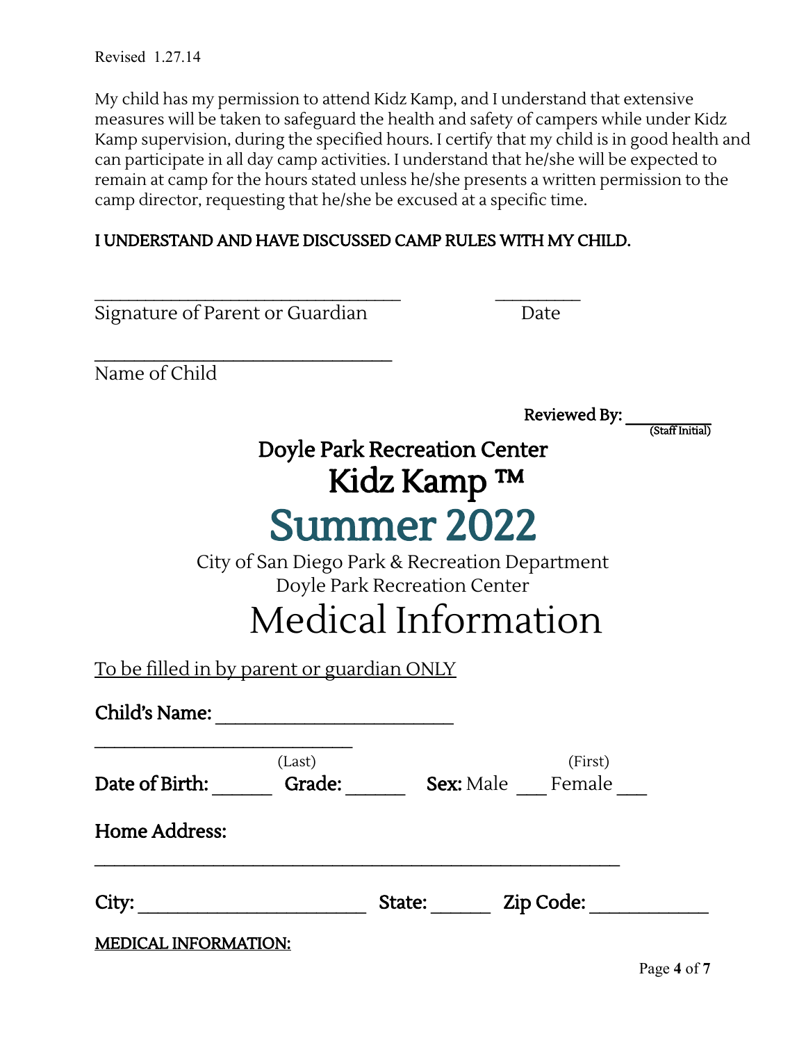Revised 1.27.14

My child has my permission to attend Kidz Kamp, and I understand that extensive measures will be taken to safeguard the health and safety of campers while under Kidz Kamp supervision, during the specified hours. I certify that my child is in good health and can participate in all day camp activities. I understand that he/she will be expected to remain at camp for the hours stated unless he/she presents a written permission to the camp director, requesting that he/she be excused at a specific time.

**I UNDERSTAND AND HAVE DISCUSSED CAMP RULES WITH MY CHILD.**

_________________________________ _________

Signature of Parent or Guardian Date

________________________________

Name of Child

**Reviewed By:** __________
(Staff Initial)

## Doyle Park Recreation Center

# Kidz Kamp ™

# Summer 2022

City of San Diego Park & Recreation Department
Doyle Park Recreation Center

# Medical Information

To be filled in by parent or guardian ONLY

**Child's Name:** _________________________ ___________________________
(Last) (First)

**Date of Birth:** ______ **Grade:** ______ **Sex:** Male ___ Female ___

**Home Address:** _______________________________________________________

**City:** ________________________ **State:** ______ **Zip Code:** ____________

**MEDICAL INFORMATION:**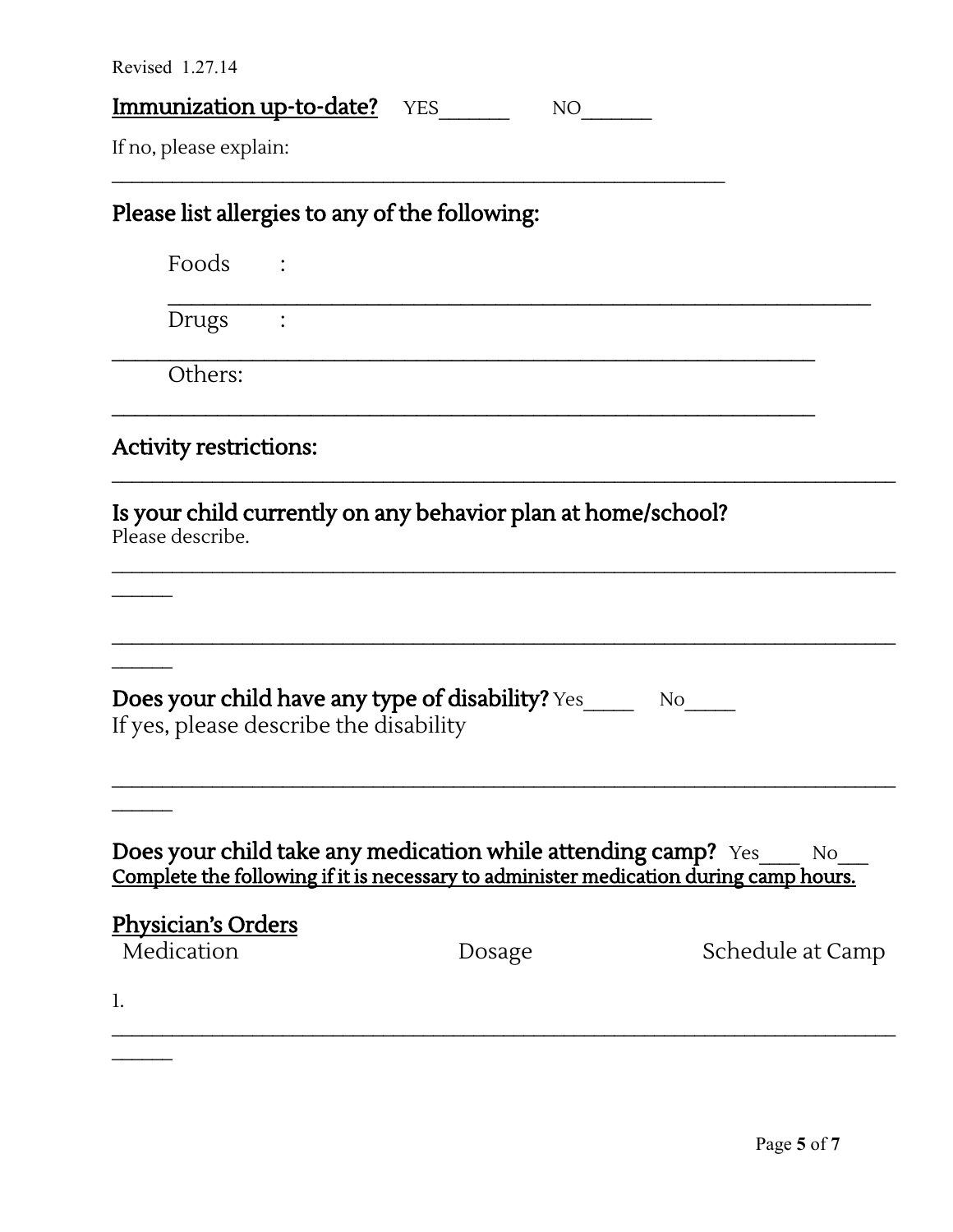Revised 1.27.14

**Immunization up-to-date?** YES_______ NO_______

If no, please explain:

_______________________________________________________________

**Please list allergies to any of the following:**

Foods :

_______________________________________________________________

Drugs :

_______________________________________________________________

Others:

_______________________________________________________________

**Activity restrictions:**

_______________________________________________________________

**Is your child currently on any behavior plan at home/school?**
Please describe.

_______________________________________________________________

_______________________________________________________________

**Does your child have any type of disability?** Yes_____ No_____
If yes, please describe the disability

_______________________________________________________________

**Does your child take any medication while attending camp?** Yes____ No___
**Complete the following if it is necessary to administer medication during camp hours.**

**Physician's Orders**

| Medication | Dosage | Schedule at Camp |
|---|---|---|
| 1. | | |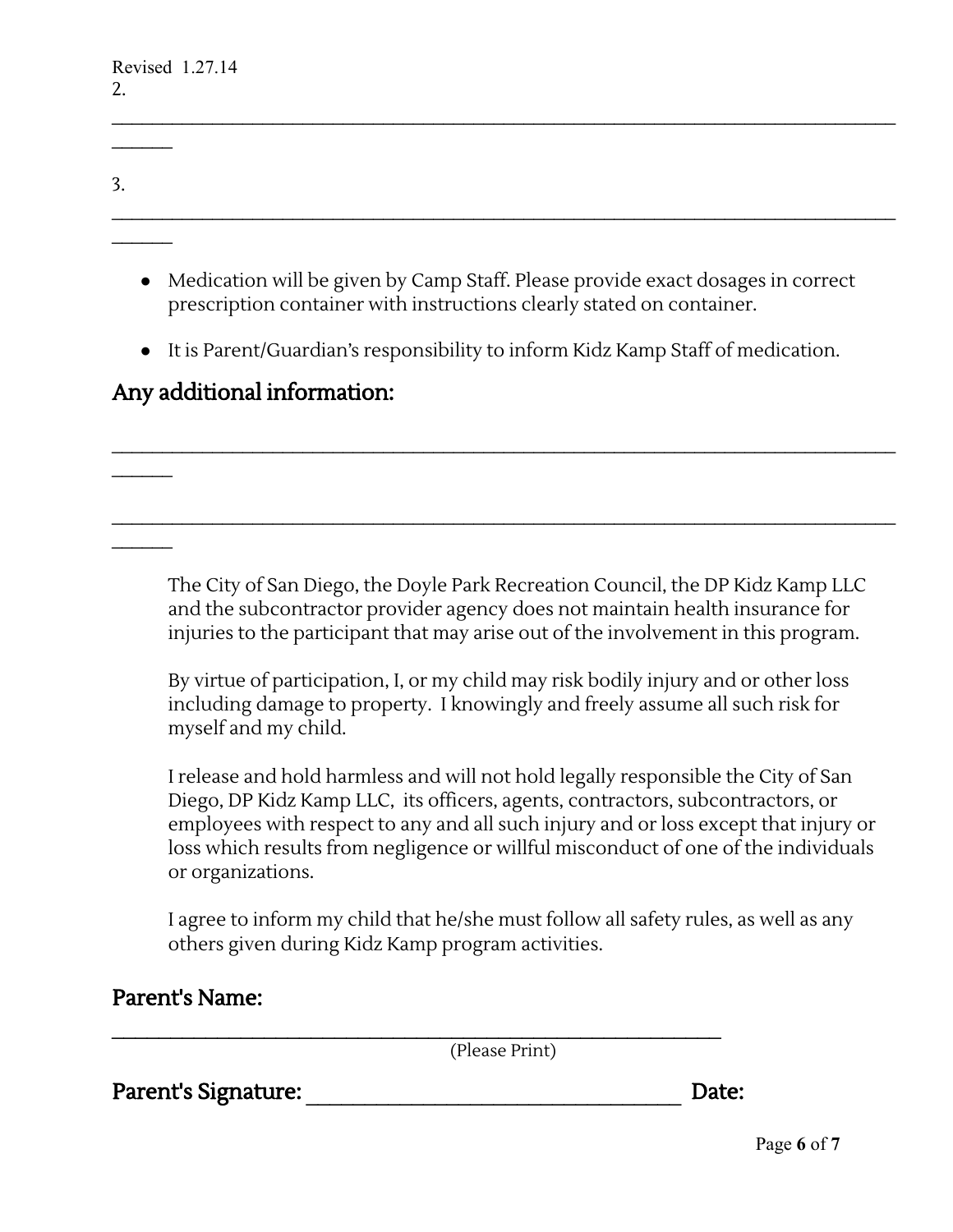2. ______________________________________________________________________________

3. ______________________________________________________________________________

- Medication will be given by Camp Staff. Please provide exact dosages in correct prescription container with instructions clearly stated on container.
- It is Parent/Guardian's responsibility to inform Kidz Kamp Staff of medication.

## Any additional information:

______________________________________________________________________________

______________________________________________________________________________

The City of San Diego, the Doyle Park Recreation Council, the DP Kidz Kamp LLC and the subcontractor provider agency does not maintain health insurance for injuries to the participant that may arise out of the involvement in this program.

By virtue of participation, I, or my child may risk bodily injury and or other loss including damage to property. I knowingly and freely assume all such risk for myself and my child.

I release and hold harmless and will not hold legally responsible the City of San Diego, DP Kidz Kamp LLC, its officers, agents, contractors, subcontractors, or employees with respect to any and all such injury and or loss except that injury or loss which results from negligence or willful misconduct of one of the individuals or organizations.

I agree to inform my child that he/she must follow all safety rules, as well as any others given during Kidz Kamp program activities.

## Parent's Name:

____________________________________________________________
(Please Print)

## Parent's Signature: ________________________________ Date: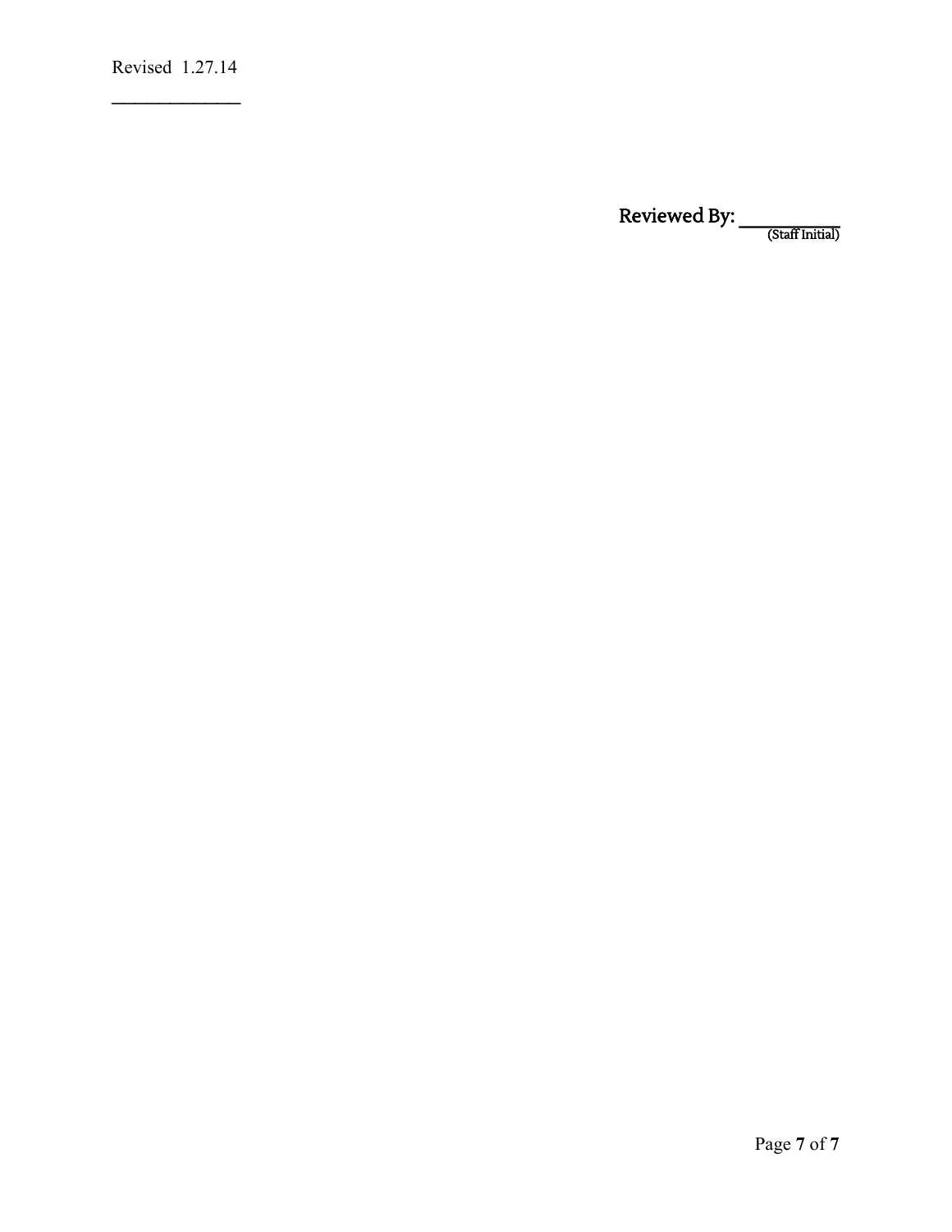Revised 1.27.14

______________

**Reviewed By: __________**
(Staff Initial)